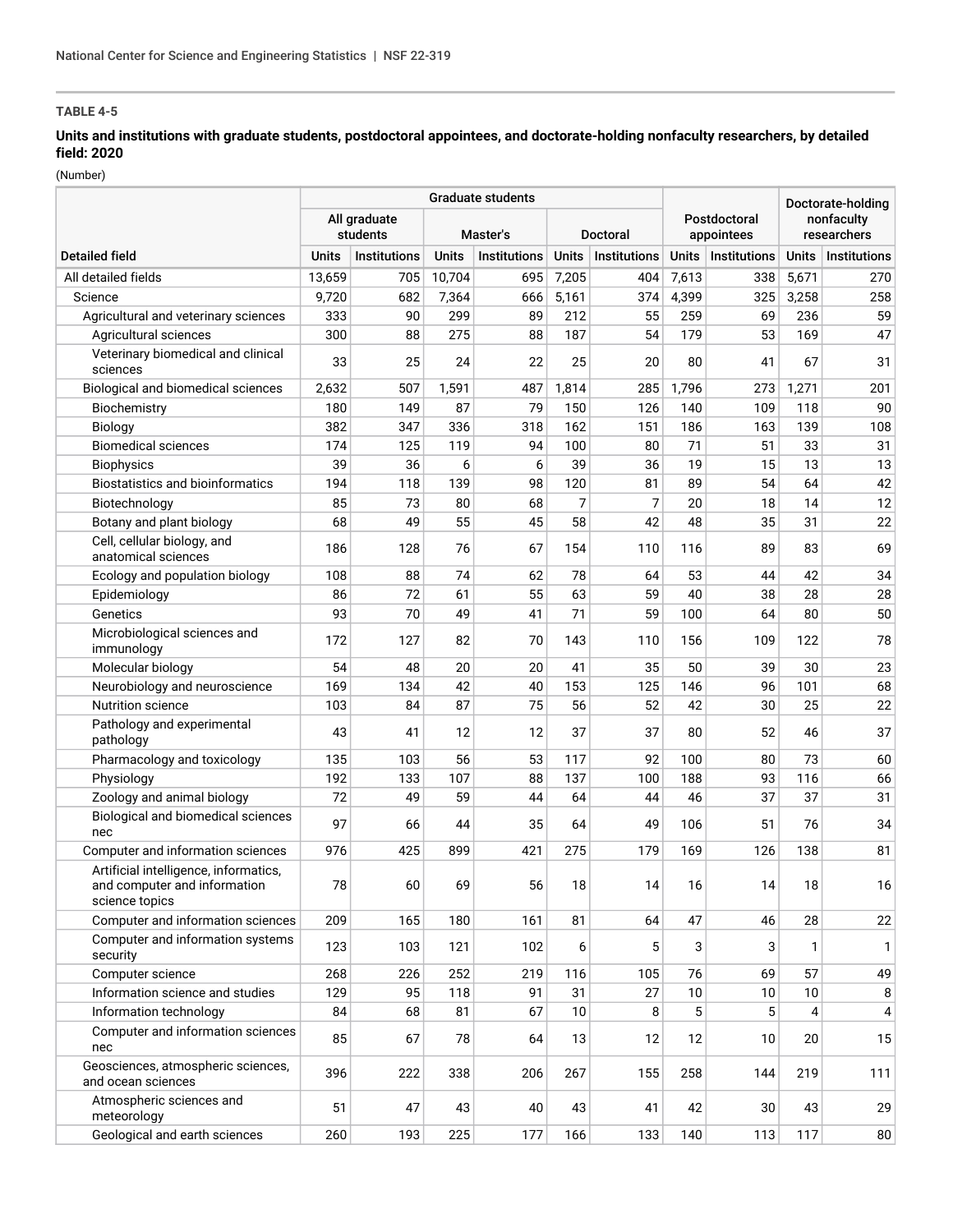**TABLE 4-5**

**Units and institutions with graduate students, postdoctoral appointees, and doctorate-holding nonfaculty researchers, by detailed field: 2020**

(Number)

| Detailed field | Graduate students | | | | | | Postdoctoral appointees | | Doctorate-holding nonfaculty researchers | |
|---|---|---|---|---|---|---|---|---|---|---|
| | All graduate students | | Master's | | Doctoral | | | | | |
| | Units | Institutions | Units | Institutions | Units | Institutions | Units | Institutions | Units | Institutions |
| All detailed fields | 13,659 | 705 | 10,704 | 695 | 7,205 | 404 | 7,613 | 338 | 5,671 | 270 |
| Science | 9,720 | 682 | 7,364 | 666 | 5,161 | 374 | 4,399 | 325 | 3,258 | 258 |
| Agricultural and veterinary sciences | 333 | 90 | 299 | 89 | 212 | 55 | 259 | 69 | 236 | 59 |
| Agricultural sciences | 300 | 88 | 275 | 88 | 187 | 54 | 179 | 53 | 169 | 47 |
| Veterinary biomedical and clinical sciences | 33 | 25 | 24 | 22 | 25 | 20 | 80 | 41 | 67 | 31 |
| Biological and biomedical sciences | 2,632 | 507 | 1,591 | 487 | 1,814 | 285 | 1,796 | 273 | 1,271 | 201 |
| Biochemistry | 180 | 149 | 87 | 79 | 150 | 126 | 140 | 109 | 118 | 90 |
| Biology | 382 | 347 | 336 | 318 | 162 | 151 | 186 | 163 | 139 | 108 |
| Biomedical sciences | 174 | 125 | 119 | 94 | 100 | 80 | 71 | 51 | 33 | 31 |
| Biophysics | 39 | 36 | 6 | 6 | 39 | 36 | 19 | 15 | 13 | 13 |
| Biostatistics and bioinformatics | 194 | 118 | 139 | 98 | 120 | 81 | 89 | 54 | 64 | 42 |
| Biotechnology | 85 | 73 | 80 | 68 | 7 | 7 | 20 | 18 | 14 | 12 |
| Botany and plant biology | 68 | 49 | 55 | 45 | 58 | 42 | 48 | 35 | 31 | 22 |
| Cell, cellular biology, and anatomical sciences | 186 | 128 | 76 | 67 | 154 | 110 | 116 | 89 | 83 | 69 |
| Ecology and population biology | 108 | 88 | 74 | 62 | 78 | 64 | 53 | 44 | 42 | 34 |
| Epidemiology | 86 | 72 | 61 | 55 | 63 | 59 | 40 | 38 | 28 | 28 |
| Genetics | 93 | 70 | 49 | 41 | 71 | 59 | 100 | 64 | 80 | 50 |
| Microbiological sciences and immunology | 172 | 127 | 82 | 70 | 143 | 110 | 156 | 109 | 122 | 78 |
| Molecular biology | 54 | 48 | 20 | 20 | 41 | 35 | 50 | 39 | 30 | 23 |
| Neurobiology and neuroscience | 169 | 134 | 42 | 40 | 153 | 125 | 146 | 96 | 101 | 68 |
| Nutrition science | 103 | 84 | 87 | 75 | 56 | 52 | 42 | 30 | 25 | 22 |
| Pathology and experimental pathology | 43 | 41 | 12 | 12 | 37 | 37 | 80 | 52 | 46 | 37 |
| Pharmacology and toxicology | 135 | 103 | 56 | 53 | 117 | 92 | 100 | 80 | 73 | 60 |
| Physiology | 192 | 133 | 107 | 88 | 137 | 100 | 188 | 93 | 116 | 66 |
| Zoology and animal biology | 72 | 49 | 59 | 44 | 64 | 44 | 46 | 37 | 37 | 31 |
| Biological and biomedical sciences nec | 97 | 66 | 44 | 35 | 64 | 49 | 106 | 51 | 76 | 34 |
| Computer and information sciences | 976 | 425 | 899 | 421 | 275 | 179 | 169 | 126 | 138 | 81 |
| Artificial intelligence, informatics, and computer and information science topics | 78 | 60 | 69 | 56 | 18 | 14 | 16 | 14 | 18 | 16 |
| Computer and information sciences | 209 | 165 | 180 | 161 | 81 | 64 | 47 | 46 | 28 | 22 |
| Computer and information systems security | 123 | 103 | 121 | 102 | 6 | 5 | 3 | 3 | 1 | 1 |
| Computer science | 268 | 226 | 252 | 219 | 116 | 105 | 76 | 69 | 57 | 49 |
| Information science and studies | 129 | 95 | 118 | 91 | 31 | 27 | 10 | 10 | 10 | 8 |
| Information technology | 84 | 68 | 81 | 67 | 10 | 8 | 5 | 5 | 4 | 4 |
| Computer and information sciences nec | 85 | 67 | 78 | 64 | 13 | 12 | 12 | 10 | 20 | 15 |
| Geosciences, atmospheric sciences, and ocean sciences | 396 | 222 | 338 | 206 | 267 | 155 | 258 | 144 | 219 | 111 |
| Atmospheric sciences and meteorology | 51 | 47 | 43 | 40 | 43 | 41 | 42 | 30 | 43 | 29 |
| Geological and earth sciences | 260 | 193 | 225 | 177 | 166 | 133 | 140 | 113 | 117 | 80 |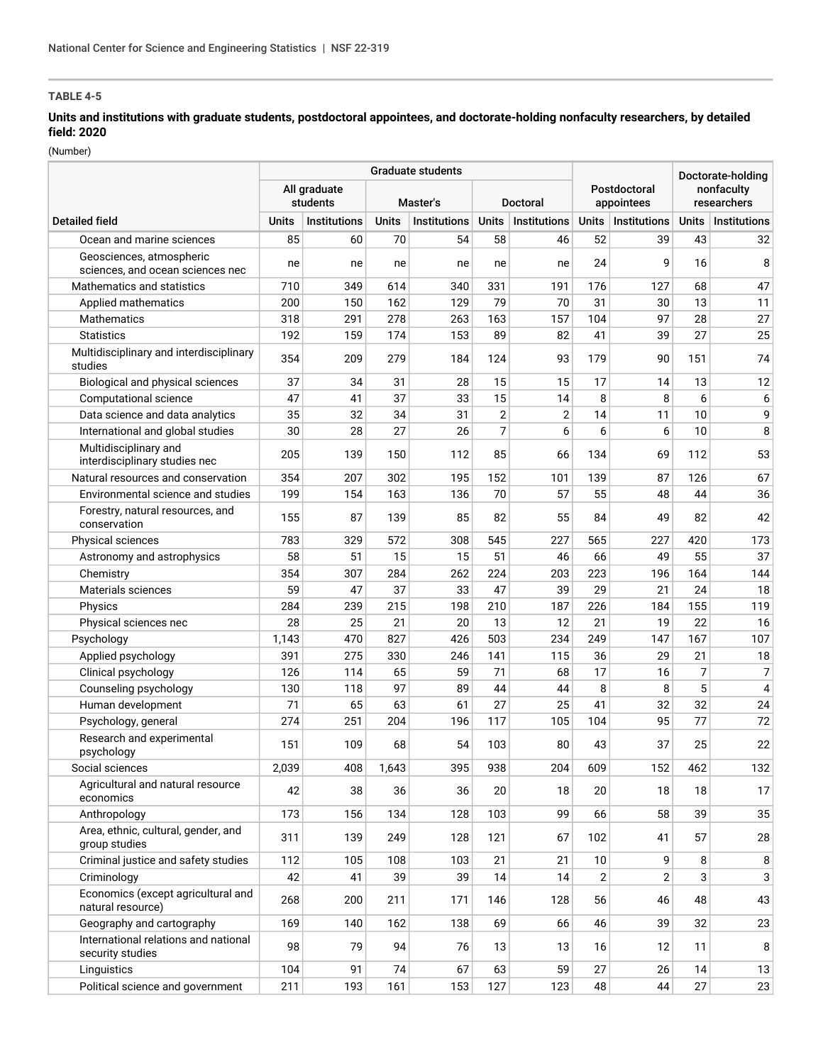**TABLE 4-5**

**Units and institutions with graduate students, postdoctoral appointees, and doctorate-holding nonfaculty researchers, by detailed field: 2020**

(Number)

| | Graduate students | | | | | | Postdoctoral appointees | | Doctorate-holding nonfaculty researchers | |
|---|---|---|---|---|---|---|---|---|---|---|
| | All graduate students | | Master's | | Doctoral | | | | | |
| Detailed field | Units | Institutions | Units | Institutions | Units | Institutions | Units | Institutions | Units | Institutions |
| Ocean and marine sciences | 85 | 60 | 70 | 54 | 58 | 46 | 52 | 39 | 43 | 32 |
| Geosciences, atmospheric sciences, and ocean sciences nec | ne | ne | ne | ne | ne | ne | 24 | 9 | 16 | 8 |
| Mathematics and statistics | 710 | 349 | 614 | 340 | 331 | 191 | 176 | 127 | 68 | 47 |
| Applied mathematics | 200 | 150 | 162 | 129 | 79 | 70 | 31 | 30 | 13 | 11 |
| Mathematics | 318 | 291 | 278 | 263 | 163 | 157 | 104 | 97 | 28 | 27 |
| Statistics | 192 | 159 | 174 | 153 | 89 | 82 | 41 | 39 | 27 | 25 |
| Multidisciplinary and interdisciplinary studies | 354 | 209 | 279 | 184 | 124 | 93 | 179 | 90 | 151 | 74 |
| Biological and physical sciences | 37 | 34 | 31 | 28 | 15 | 15 | 17 | 14 | 13 | 12 |
| Computational science | 47 | 41 | 37 | 33 | 15 | 14 | 8 | 8 | 6 | 6 |
| Data science and data analytics | 35 | 32 | 34 | 31 | 2 | 2 | 14 | 11 | 10 | 9 |
| International and global studies | 30 | 28 | 27 | 26 | 7 | 6 | 6 | 6 | 10 | 8 |
| Multidisciplinary and interdisciplinary studies nec | 205 | 139 | 150 | 112 | 85 | 66 | 134 | 69 | 112 | 53 |
| Natural resources and conservation | 354 | 207 | 302 | 195 | 152 | 101 | 139 | 87 | 126 | 67 |
| Environmental science and studies | 199 | 154 | 163 | 136 | 70 | 57 | 55 | 48 | 44 | 36 |
| Forestry, natural resources, and conservation | 155 | 87 | 139 | 85 | 82 | 55 | 84 | 49 | 82 | 42 |
| Physical sciences | 783 | 329 | 572 | 308 | 545 | 227 | 565 | 227 | 420 | 173 |
| Astronomy and astrophysics | 58 | 51 | 15 | 15 | 51 | 46 | 66 | 49 | 55 | 37 |
| Chemistry | 354 | 307 | 284 | 262 | 224 | 203 | 223 | 196 | 164 | 144 |
| Materials sciences | 59 | 47 | 37 | 33 | 47 | 39 | 29 | 21 | 24 | 18 |
| Physics | 284 | 239 | 215 | 198 | 210 | 187 | 226 | 184 | 155 | 119 |
| Physical sciences nec | 28 | 25 | 21 | 20 | 13 | 12 | 21 | 19 | 22 | 16 |
| Psychology | 1,143 | 470 | 827 | 426 | 503 | 234 | 249 | 147 | 167 | 107 |
| Applied psychology | 391 | 275 | 330 | 246 | 141 | 115 | 36 | 29 | 21 | 18 |
| Clinical psychology | 126 | 114 | 65 | 59 | 71 | 68 | 17 | 16 | 7 | 7 |
| Counseling psychology | 130 | 118 | 97 | 89 | 44 | 44 | 8 | 8 | 5 | 4 |
| Human development | 71 | 65 | 63 | 61 | 27 | 25 | 41 | 32 | 32 | 24 |
| Psychology, general | 274 | 251 | 204 | 196 | 117 | 105 | 104 | 95 | 77 | 72 |
| Research and experimental psychology | 151 | 109 | 68 | 54 | 103 | 80 | 43 | 37 | 25 | 22 |
| Social sciences | 2,039 | 408 | 1,643 | 395 | 938 | 204 | 609 | 152 | 462 | 132 |
| Agricultural and natural resource economics | 42 | 38 | 36 | 36 | 20 | 18 | 20 | 18 | 18 | 17 |
| Anthropology | 173 | 156 | 134 | 128 | 103 | 99 | 66 | 58 | 39 | 35 |
| Area, ethnic, cultural, gender, and group studies | 311 | 139 | 249 | 128 | 121 | 67 | 102 | 41 | 57 | 28 |
| Criminal justice and safety studies | 112 | 105 | 108 | 103 | 21 | 21 | 10 | 9 | 8 | 8 |
| Criminology | 42 | 41 | 39 | 39 | 14 | 14 | 2 | 2 | 3 | 3 |
| Economics (except agricultural and natural resource) | 268 | 200 | 211 | 171 | 146 | 128 | 56 | 46 | 48 | 43 |
| Geography and cartography | 169 | 140 | 162 | 138 | 69 | 66 | 46 | 39 | 32 | 23 |
| International relations and national security studies | 98 | 79 | 94 | 76 | 13 | 13 | 16 | 12 | 11 | 8 |
| Linguistics | 104 | 91 | 74 | 67 | 63 | 59 | 27 | 26 | 14 | 13 |
| Political science and government | 211 | 193 | 161 | 153 | 127 | 123 | 48 | 44 | 27 | 23 |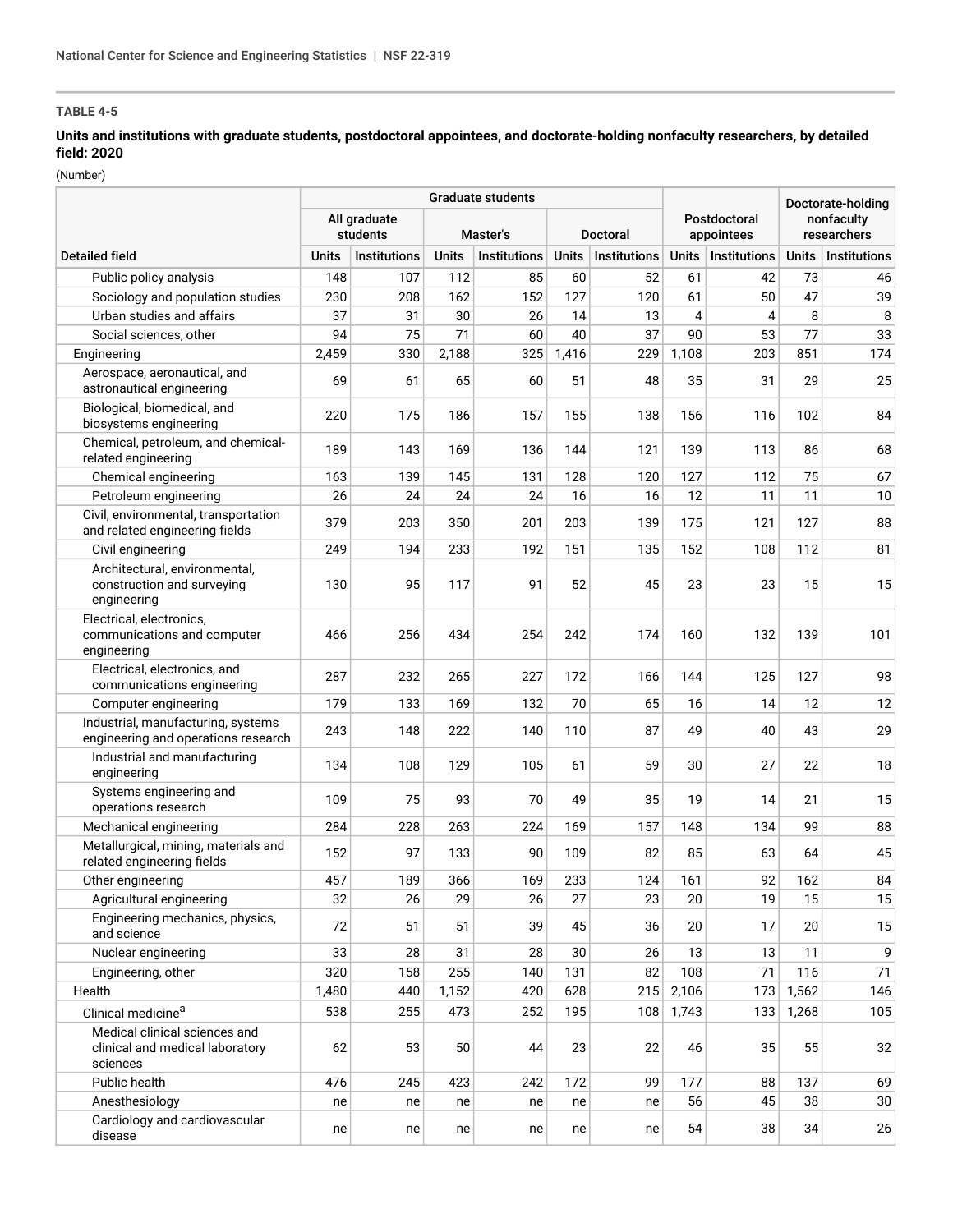**TABLE 4-5**

**Units and institutions with graduate students, postdoctoral appointees, and doctorate-holding nonfaculty researchers, by detailed field: 2020**

(Number)

| Detailed field | Graduate students | | | | | | Postdoctoral appointees | | Doctorate-holding nonfaculty researchers | |
|---|---|---|---|---|---|---|---|---|---|---|
| | All graduate students | | Master's | | Doctoral | | | | | |
| | Units | Institutions | Units | Institutions | Units | Institutions | Units | Institutions | Units | Institutions |
| Public policy analysis | 148 | 107 | 112 | 85 | 60 | 52 | 61 | 42 | 73 | 46 |
| Sociology and population studies | 230 | 208 | 162 | 152 | 127 | 120 | 61 | 50 | 47 | 39 |
| Urban studies and affairs | 37 | 31 | 30 | 26 | 14 | 13 | 4 | 4 | 8 | 8 |
| Social sciences, other | 94 | 75 | 71 | 60 | 40 | 37 | 90 | 53 | 77 | 33 |
| Engineering | 2,459 | 330 | 2,188 | 325 | 1,416 | 229 | 1,108 | 203 | 851 | 174 |
| Aerospace, aeronautical, and astronautical engineering | 69 | 61 | 65 | 60 | 51 | 48 | 35 | 31 | 29 | 25 |
| Biological, biomedical, and biosystems engineering | 220 | 175 | 186 | 157 | 155 | 138 | 156 | 116 | 102 | 84 |
| Chemical, petroleum, and chemical-related engineering | 189 | 143 | 169 | 136 | 144 | 121 | 139 | 113 | 86 | 68 |
| Chemical engineering | 163 | 139 | 145 | 131 | 128 | 120 | 127 | 112 | 75 | 67 |
| Petroleum engineering | 26 | 24 | 24 | 24 | 16 | 16 | 12 | 11 | 11 | 10 |
| Civil, environmental, transportation and related engineering fields | 379 | 203 | 350 | 201 | 203 | 139 | 175 | 121 | 127 | 88 |
| Civil engineering | 249 | 194 | 233 | 192 | 151 | 135 | 152 | 108 | 112 | 81 |
| Architectural, environmental, construction and surveying engineering | 130 | 95 | 117 | 91 | 52 | 45 | 23 | 23 | 15 | 15 |
| Electrical, electronics, communications and computer engineering | 466 | 256 | 434 | 254 | 242 | 174 | 160 | 132 | 139 | 101 |
| Electrical, electronics, and communications engineering | 287 | 232 | 265 | 227 | 172 | 166 | 144 | 125 | 127 | 98 |
| Computer engineering | 179 | 133 | 169 | 132 | 70 | 65 | 16 | 14 | 12 | 12 |
| Industrial, manufacturing, systems engineering and operations research | 243 | 148 | 222 | 140 | 110 | 87 | 49 | 40 | 43 | 29 |
| Industrial and manufacturing engineering | 134 | 108 | 129 | 105 | 61 | 59 | 30 | 27 | 22 | 18 |
| Systems engineering and operations research | 109 | 75 | 93 | 70 | 49 | 35 | 19 | 14 | 21 | 15 |
| Mechanical engineering | 284 | 228 | 263 | 224 | 169 | 157 | 148 | 134 | 99 | 88 |
| Metallurgical, mining, materials and related engineering fields | 152 | 97 | 133 | 90 | 109 | 82 | 85 | 63 | 64 | 45 |
| Other engineering | 457 | 189 | 366 | 169 | 233 | 124 | 161 | 92 | 162 | 84 |
| Agricultural engineering | 32 | 26 | 29 | 26 | 27 | 23 | 20 | 19 | 15 | 15 |
| Engineering mechanics, physics, and science | 72 | 51 | 51 | 39 | 45 | 36 | 20 | 17 | 20 | 15 |
| Nuclear engineering | 33 | 28 | 31 | 28 | 30 | 26 | 13 | 13 | 11 | 9 |
| Engineering, other | 320 | 158 | 255 | 140 | 131 | 82 | 108 | 71 | 116 | 71 |
| Health | 1,480 | 440 | 1,152 | 420 | 628 | 215 | 2,106 | 173 | 1,562 | 146 |
| Clinical medicine[a] | 538 | 255 | 473 | 252 | 195 | 108 | 1,743 | 133 | 1,268 | 105 |
| Medical clinical sciences and clinical and medical laboratory sciences | 62 | 53 | 50 | 44 | 23 | 22 | 46 | 35 | 55 | 32 |
| Public health | 476 | 245 | 423 | 242 | 172 | 99 | 177 | 88 | 137 | 69 |
| Anesthesiology | ne | ne | ne | ne | ne | ne | 56 | 45 | 38 | 30 |
| Cardiology and cardiovascular disease | ne | ne | ne | ne | ne | ne | 54 | 38 | 34 | 26 |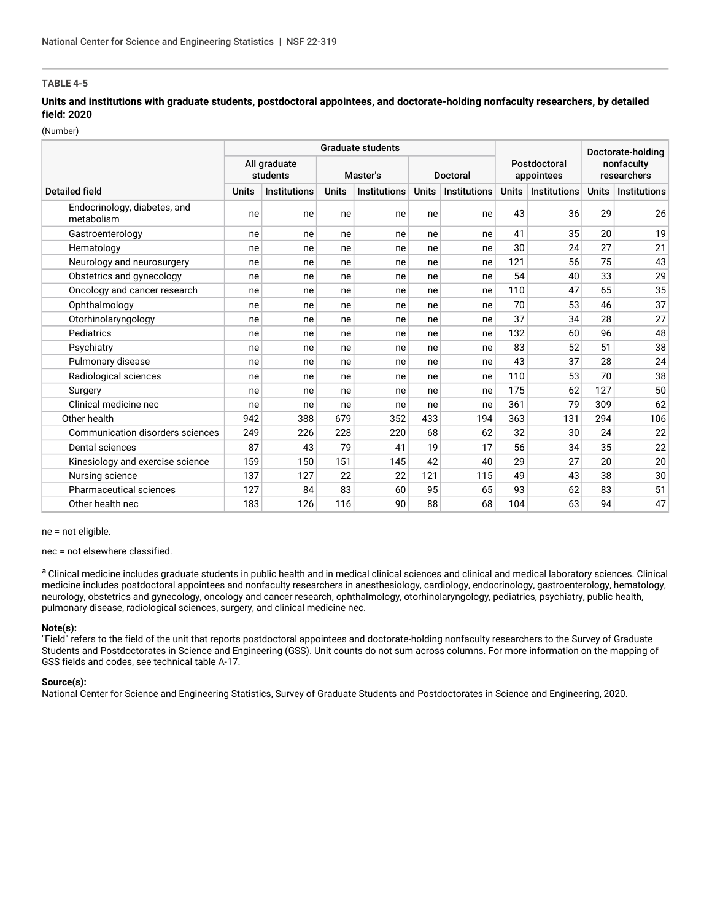**TABLE 4-5**

**Units and institutions with graduate students, postdoctoral appointees, and doctorate-holding nonfaculty researchers, by detailed field: 2020**

(Number)

| | Graduate students | | | | | | Postdoctoral appointees | | Doctorate-holding nonfaculty researchers | |
|---|---|---|---|---|---|---|---|---|---|---|
| | All graduate students | | Master's | | Doctoral | | | | | |
| Detailed field | Units | Institutions | Units | Institutions | Units | Institutions | Units | Institutions | Units | Institutions |
| Endocrinology, diabetes, and metabolism | ne | ne | ne | ne | ne | ne | 43 | 36 | 29 | 26 |
| Gastroenterology | ne | ne | ne | ne | ne | ne | 41 | 35 | 20 | 19 |
| Hematology | ne | ne | ne | ne | ne | ne | 30 | 24 | 27 | 21 |
| Neurology and neurosurgery | ne | ne | ne | ne | ne | ne | 121 | 56 | 75 | 43 |
| Obstetrics and gynecology | ne | ne | ne | ne | ne | ne | 54 | 40 | 33 | 29 |
| Oncology and cancer research | ne | ne | ne | ne | ne | ne | 110 | 47 | 65 | 35 |
| Ophthalmology | ne | ne | ne | ne | ne | ne | 70 | 53 | 46 | 37 |
| Otorhinolaryngology | ne | ne | ne | ne | ne | ne | 37 | 34 | 28 | 27 |
| Pediatrics | ne | ne | ne | ne | ne | ne | 132 | 60 | 96 | 48 |
| Psychiatry | ne | ne | ne | ne | ne | ne | 83 | 52 | 51 | 38 |
| Pulmonary disease | ne | ne | ne | ne | ne | ne | 43 | 37 | 28 | 24 |
| Radiological sciences | ne | ne | ne | ne | ne | ne | 110 | 53 | 70 | 38 |
| Surgery | ne | ne | ne | ne | ne | ne | 175 | 62 | 127 | 50 |
| Clinical medicine nec | ne | ne | ne | ne | ne | ne | 361 | 79 | 309 | 62 |
| Other health | 942 | 388 | 679 | 352 | 433 | 194 | 363 | 131 | 294 | 106 |
| Communication disorders sciences | 249 | 226 | 228 | 220 | 68 | 62 | 32 | 30 | 24 | 22 |
| Dental sciences | 87 | 43 | 79 | 41 | 19 | 17 | 56 | 34 | 35 | 22 |
| Kinesiology and exercise science | 159 | 150 | 151 | 145 | 42 | 40 | 29 | 27 | 20 | 20 |
| Nursing science | 137 | 127 | 22 | 22 | 121 | 115 | 49 | 43 | 38 | 30 |
| Pharmaceutical sciences | 127 | 84 | 83 | 60 | 95 | 65 | 93 | 62 | 83 | 51 |
| Other health nec | 183 | 126 | 116 | 90 | 88 | 68 | 104 | 63 | 94 | 47 |

ne = not eligible.

nec = not elsewhere classified.

[a] Clinical medicine includes graduate students in public health and in medical clinical sciences and clinical and medical laboratory sciences. Clinical medicine includes postdoctoral appointees and nonfaculty researchers in anesthesiology, cardiology, endocrinology, gastroenterology, hematology, neurology, obstetrics and gynecology, oncology and cancer research, ophthalmology, otorhinolaryngology, pediatrics, psychiatry, public health, pulmonary disease, radiological sciences, surgery, and clinical medicine nec.

**Note(s):**
"Field" refers to the field of the unit that reports postdoctoral appointees and doctorate-holding nonfaculty researchers to the Survey of Graduate Students and Postdoctorates in Science and Engineering (GSS). Unit counts do not sum across columns. For more information on the mapping of GSS fields and codes, see technical table A-17.

**Source(s):**
National Center for Science and Engineering Statistics, Survey of Graduate Students and Postdoctorates in Science and Engineering, 2020.